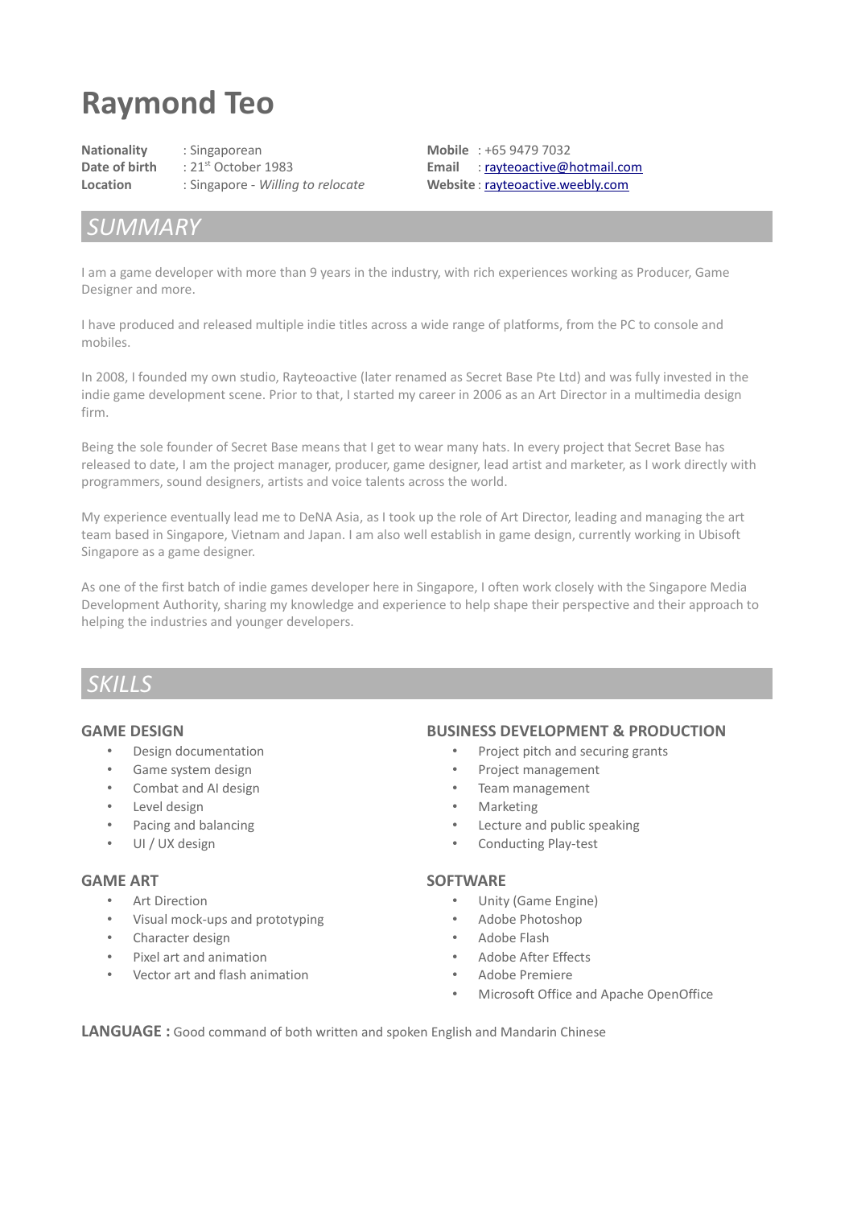# Raymond Teo

**Nationality** : Singaporean
**Date of birth** : 21st October 1983
**Location** : Singapore - *Willing to relocate*

**Mobile** : +65 9479 7032
**Email** : rayteoactive@hotmail.com
**Website** : rayteoactive.weebly.com

## *SUMMARY*

I am a game developer with more than 9 years in the industry, with rich experiences working as Producer, Game Designer and more.

I have produced and released multiple indie titles across a wide range of platforms, from the PC to console and mobiles.

In 2008, I founded my own studio, Rayteoactive (later renamed as Secret Base Pte Ltd) and was fully invested in the indie game development scene. Prior to that, I started my career in 2006 as an Art Director in a multimedia design firm.

Being the sole founder of Secret Base means that I get to wear many hats. In every project that Secret Base has released to date, I am the project manager, producer, game designer, lead artist and marketer, as I work directly with programmers, sound designers, artists and voice talents across the world.

My experience eventually lead me to DeNA Asia, as I took up the role of Art Director, leading and managing the art team based in Singapore, Vietnam and Japan. I am also well establish in game design, currently working in Ubisoft Singapore as a game designer.

As one of the first batch of indie games developer here in Singapore, I often work closely with the Singapore Media Development Authority, sharing my knowledge and experience to help shape their perspective and their approach to helping the industries and younger developers.

## *SKILLS*

### GAME DESIGN

- Design documentation
- Game system design
- Combat and AI design
- Level design
- Pacing and balancing
- UI / UX design

### GAME ART

- Art Direction
- Visual mock-ups and prototyping
- Character design
- Pixel art and animation
- Vector art and flash animation

### BUSINESS DEVELOPMENT & PRODUCTION

- Project pitch and securing grants
- Project management
- Team management
- Marketing
- Lecture and public speaking
- Conducting Play-test

### SOFTWARE

- Unity (Game Engine)
- Adobe Photoshop
- Adobe Flash
- Adobe After Effects
- Adobe Premiere
- Microsoft Office and Apache OpenOffice

**LANGUAGE :** Good command of both written and spoken English and Mandarin Chinese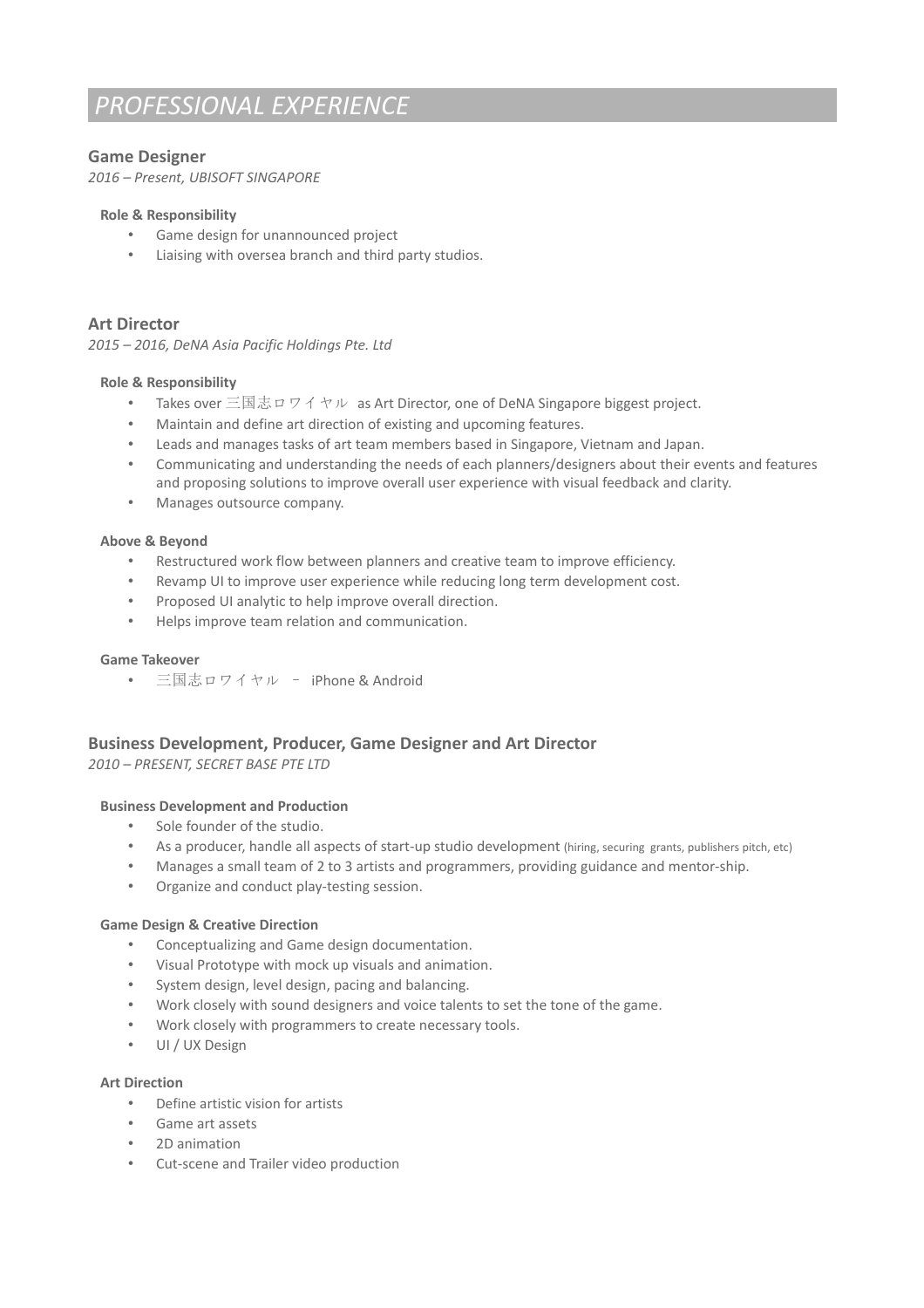## *PROFESSIONAL EXPERIENCE*

### Game Designer

*2016 – Present, UBISOFT SINGAPORE*

**Role & Responsibility**

- Game design for unannounced project
- Liaising with oversea branch and third party studios.

### Art Director

*2015 – 2016, DeNA Asia Pacific Holdings Pte. Ltd*

**Role & Responsibility**

- Takes over 三国志ロワイヤル as Art Director, one of DeNA Singapore biggest project.
- Maintain and define art direction of existing and upcoming features.
- Leads and manages tasks of art team members based in Singapore, Vietnam and Japan.
- Communicating and understanding the needs of each planners/designers about their events and features and proposing solutions to improve overall user experience with visual feedback and clarity.
- Manages outsource company.

**Above & Beyond**

- Restructured work flow between planners and creative team to improve efficiency.
- Revamp UI to improve user experience while reducing long term development cost.
- Proposed UI analytic to help improve overall direction.
- Helps improve team relation and communication.

**Game Takeover**

- 三国志ロワイヤル – iPhone & Android

### Business Development, Producer, Game Designer and Art Director

*2010 – PRESENT, SECRET BASE PTE LTD*

**Business Development and Production**

- Sole founder of the studio.
- As a producer, handle all aspects of start-up studio development (hiring, securing grants, publishers pitch, etc)
- Manages a small team of 2 to 3 artists and programmers, providing guidance and mentor-ship.
- Organize and conduct play-testing session.

**Game Design & Creative Direction**

- Conceptualizing and Game design documentation.
- Visual Prototype with mock up visuals and animation.
- System design, level design, pacing and balancing.
- Work closely with sound designers and voice talents to set the tone of the game.
- Work closely with programmers to create necessary tools.
- UI / UX Design

**Art Direction**

- Define artistic vision for artists
- Game art assets
- 2D animation
- Cut-scene and Trailer video production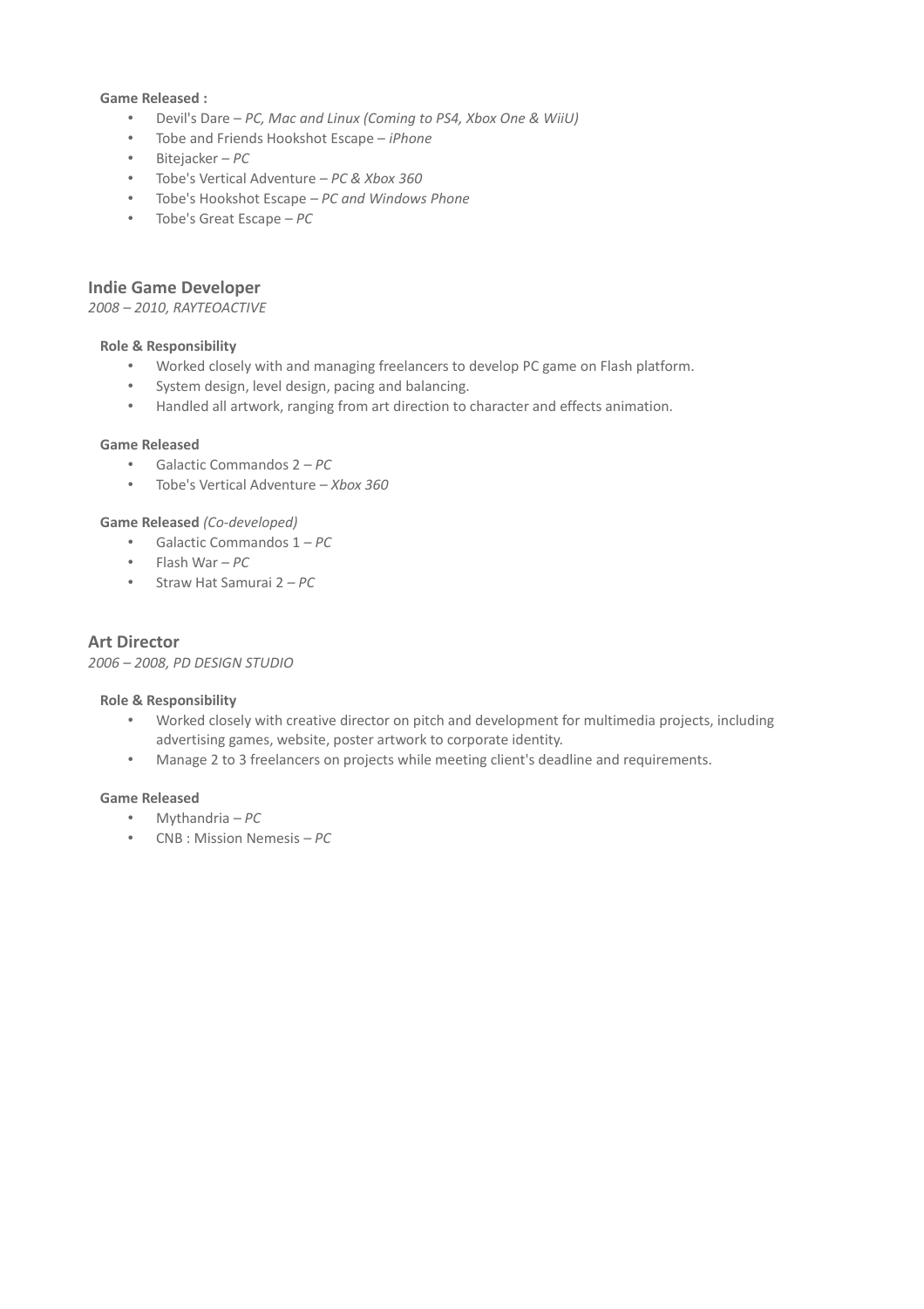**Game Released :**

- Devil's Dare – *PC, Mac and Linux (Coming to PS4, Xbox One & WiiU)*
- Tobe and Friends Hookshot Escape – *iPhone*
- Bitejacker – *PC*
- Tobe's Vertical Adventure – *PC & Xbox 360*
- Tobe's Hookshot Escape – *PC and Windows Phone*
- Tobe's Great Escape – *PC*

## Indie Game Developer

*2008 – 2010, RAYTEOACTIVE*

**Role & Responsibility**

- Worked closely with and managing freelancers to develop PC game on Flash platform.
- System design, level design, pacing and balancing.
- Handled all artwork, ranging from art direction to character and effects animation.

**Game Released**

- Galactic Commandos 2 – *PC*
- Tobe's Vertical Adventure – *Xbox 360*

**Game Released** *(Co-developed)*

- Galactic Commandos 1 – *PC*
- Flash War – *PC*
- Straw Hat Samurai 2 – *PC*

## Art Director

*2006 – 2008, PD DESIGN STUDIO*

**Role & Responsibility**

- Worked closely with creative director on pitch and development for multimedia projects, including advertising games, website, poster artwork to corporate identity.
- Manage 2 to 3 freelancers on projects while meeting client's deadline and requirements.

**Game Released**

- Mythandria – *PC*
- CNB : Mission Nemesis – *PC*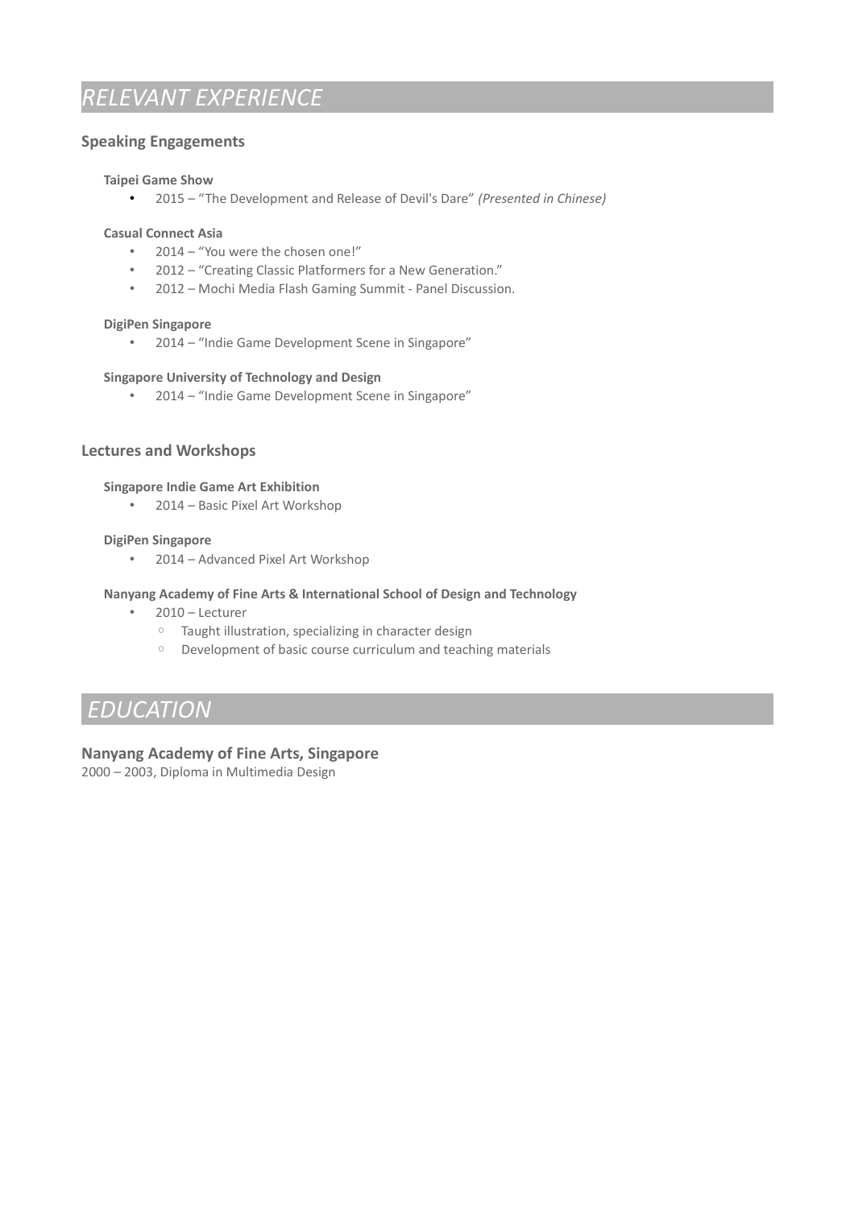# *RELEVANT EXPERIENCE*

## Speaking Engagements

### Taipei Game Show

- 2015 – "The Development and Release of Devil's Dare" *(Presented in Chinese)*

### Casual Connect Asia

- 2014 – "You were the chosen one!"
- 2012 – "Creating Classic Platformers for a New Generation."
- 2012 – Mochi Media Flash Gaming Summit - Panel Discussion.

### DigiPen Singapore

- 2014 – "Indie Game Development Scene in Singapore"

### Singapore University of Technology and Design

- 2014 – "Indie Game Development Scene in Singapore"

## Lectures and Workshops

### Singapore Indie Game Art Exhibition

- 2014 – Basic Pixel Art Workshop

### DigiPen Singapore

- 2014 – Advanced Pixel Art Workshop

### Nanyang Academy of Fine Arts & International School of Design and Technology

- 2010 – Lecturer
  - Taught illustration, specializing in character design
  - Development of basic course curriculum and teaching materials

# *EDUCATION*

## Nanyang Academy of Fine Arts, Singapore

2000 – 2003, Diploma in Multimedia Design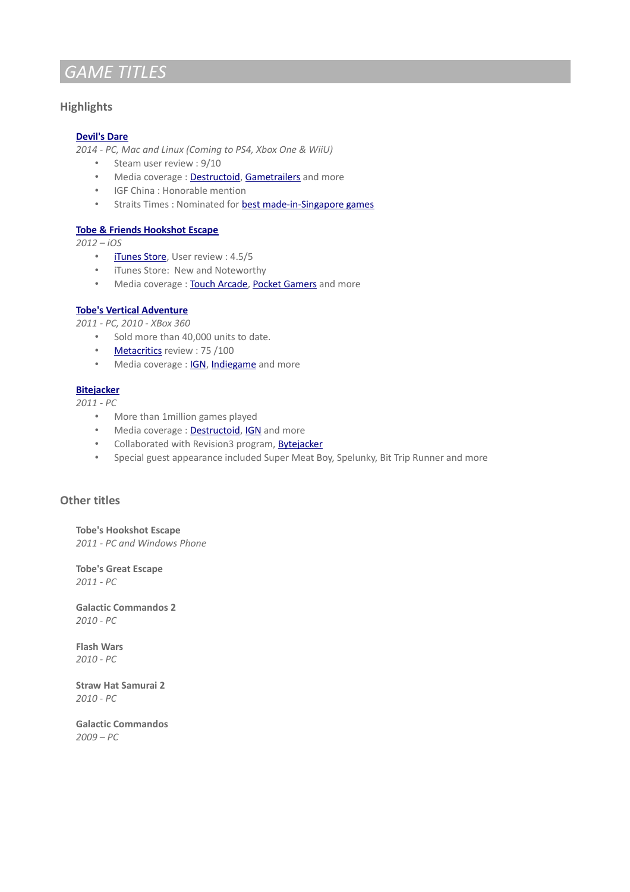# GAME TITLES

## Highlights

**Devil's Dare**

*2014 - PC, Mac and Linux (Coming to PS4, Xbox One & WiiU)*

- Steam user review : 9/10
- Media coverage : Destructoid, Gametrailers and more
- IGF China : Honorable mention
- Straits Times : Nominated for best made-in-Singapore games

**Tobe & Friends Hookshot Escape**

*2012 – iOS*

- iTunes Store, User review : 4.5/5
- iTunes Store: New and Noteworthy
- Media coverage : Touch Arcade, Pocket Gamers and more

**Tobe's Vertical Adventure**

*2011 - PC, 2010 - XBox 360*

- Sold more than 40,000 units to date.
- Metacritics review : 75 /100
- Media coverage : IGN, Indiegame and more

**Bitejacker**

*2011 - PC*

- More than 1million games played
- Media coverage : Destructoid, IGN and more
- Collaborated with Revision3 program, Bytejacker
- Special guest appearance included Super Meat Boy, Spelunky, Bit Trip Runner and more

## Other titles

**Tobe's Hookshot Escape**

*2011 - PC and Windows Phone*

**Tobe's Great Escape**

*2011 - PC*

**Galactic Commandos 2**

*2010 - PC*

**Flash Wars**

*2010 - PC*

**Straw Hat Samurai 2**

*2010 - PC*

**Galactic Commandos**

*2009 – PC*